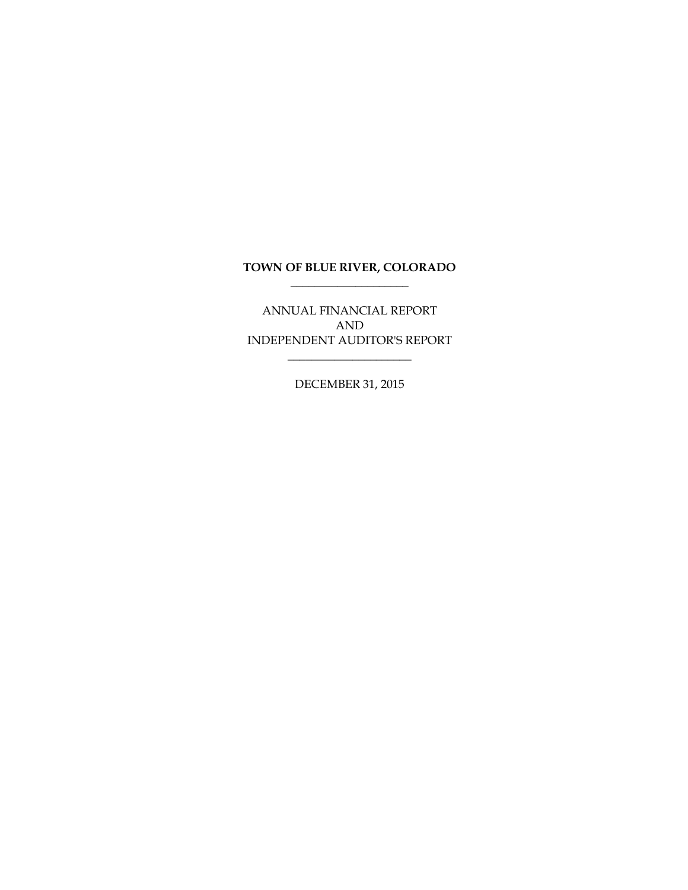# TOWN OF BLUE RIVER, COLORADO

ANNUAL FINANCIAL REPORT
AND
INDEPENDENT AUDITOR'S REPORT

DECEMBER 31, 2015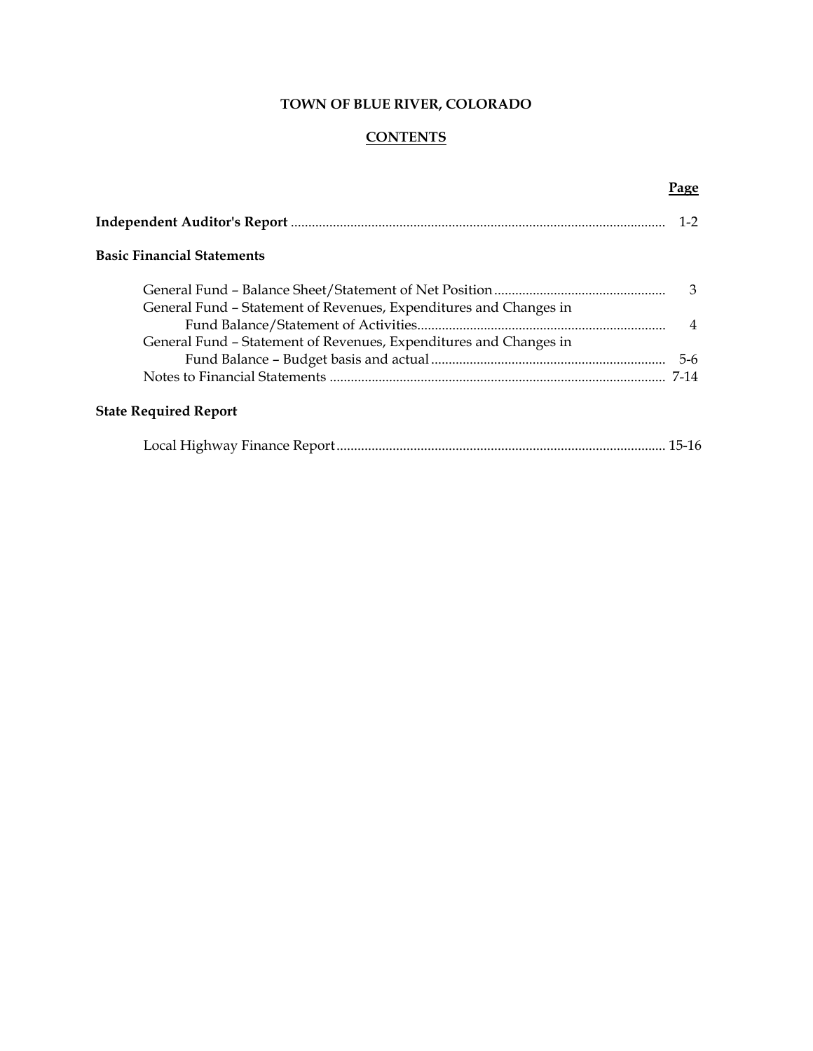# TOWN OF BLUE RIVER, COLORADO

## CONTENTS

| | Page |
|---|---|
| **Independent Auditor's Report** | 1-2 |
| **Basic Financial Statements** | |
| General Fund – Balance Sheet/Statement of Net Position | 3 |
| General Fund – Statement of Revenues, Expenditures and Changes in Fund Balance/Statement of Activities | 4 |
| General Fund – Statement of Revenues, Expenditures and Changes in Fund Balance – Budget basis and actual | 5-6 |
| Notes to Financial Statements | 7-14 |
| **State Required Report** | |
| Local Highway Finance Report | 15-16 |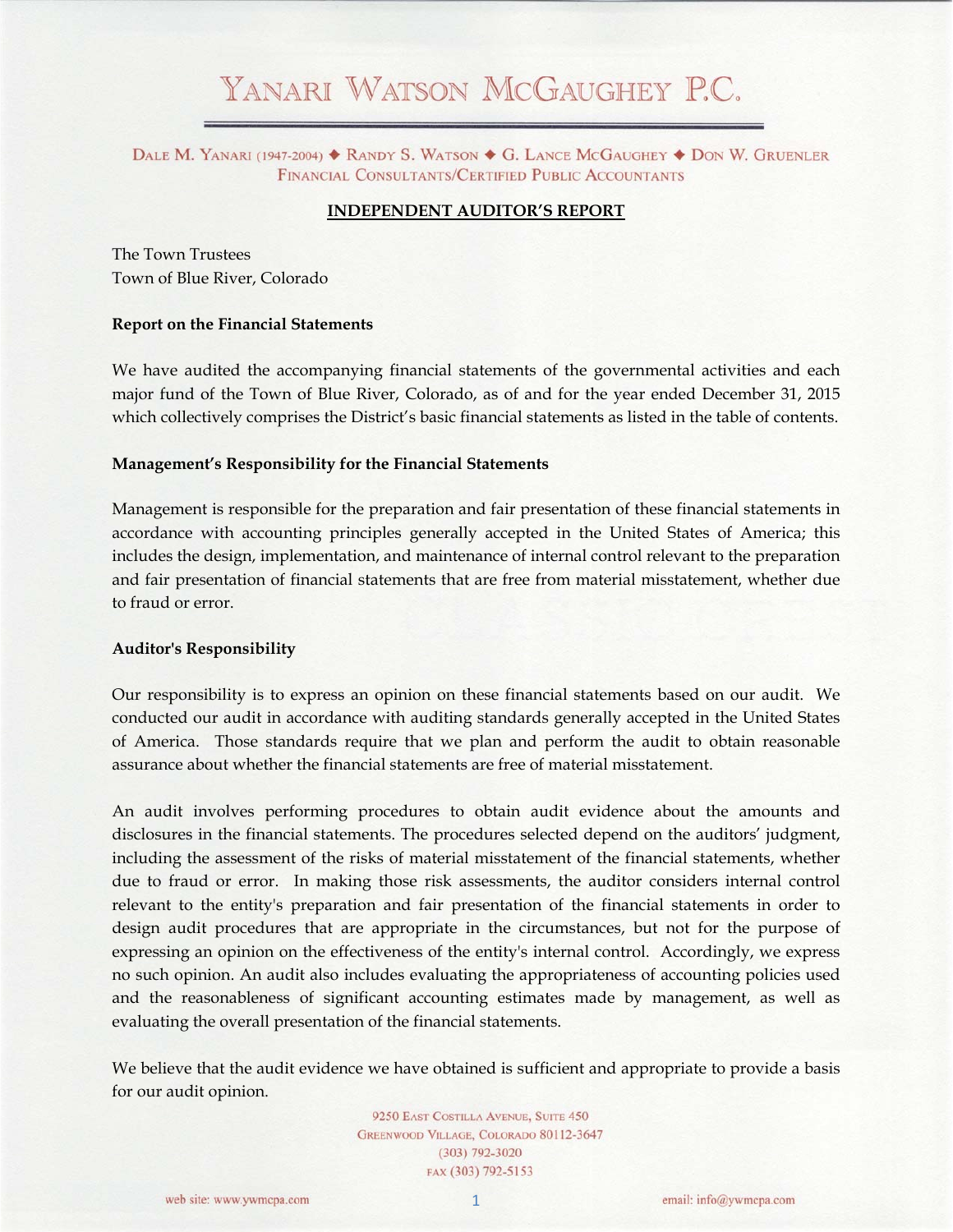# YANARI WATSON MCGAUGHEY P.C.

DALE M. YANARI (1947-2004) ◆ RANDY S. WATSON ◆ G. LANCE MCGAUGHEY ◆ DON W. GRUENLER
FINANCIAL CONSULTANTS/CERTIFIED PUBLIC ACCOUNTANTS

## INDEPENDENT AUDITOR'S REPORT

The Town Trustees
Town of Blue River, Colorado

**Report on the Financial Statements**

We have audited the accompanying financial statements of the governmental activities and each major fund of the Town of Blue River, Colorado, as of and for the year ended December 31, 2015 which collectively comprises the District's basic financial statements as listed in the table of contents.

**Management's Responsibility for the Financial Statements**

Management is responsible for the preparation and fair presentation of these financial statements in accordance with accounting principles generally accepted in the United States of America; this includes the design, implementation, and maintenance of internal control relevant to the preparation and fair presentation of financial statements that are free from material misstatement, whether due to fraud or error.

**Auditor's Responsibility**

Our responsibility is to express an opinion on these financial statements based on our audit. We conducted our audit in accordance with auditing standards generally accepted in the United States of America. Those standards require that we plan and perform the audit to obtain reasonable assurance about whether the financial statements are free of material misstatement.

An audit involves performing procedures to obtain audit evidence about the amounts and disclosures in the financial statements. The procedures selected depend on the auditors' judgment, including the assessment of the risks of material misstatement of the financial statements, whether due to fraud or error. In making those risk assessments, the auditor considers internal control relevant to the entity's preparation and fair presentation of the financial statements in order to design audit procedures that are appropriate in the circumstances, but not for the purpose of expressing an opinion on the effectiveness of the entity's internal control. Accordingly, we express no such opinion. An audit also includes evaluating the appropriateness of accounting policies used and the reasonableness of significant accounting estimates made by management, as well as evaluating the overall presentation of the financial statements.

We believe that the audit evidence we have obtained is sufficient and appropriate to provide a basis for our audit opinion.

9250 EAST COSTILLA AVENUE, SUITE 450
GREENWOOD VILLAGE, COLORADO 80112-3647
(303) 792-3020
FAX (303) 792-5153

web site: www.ywmcpa.com

email: info@ywmcpa.com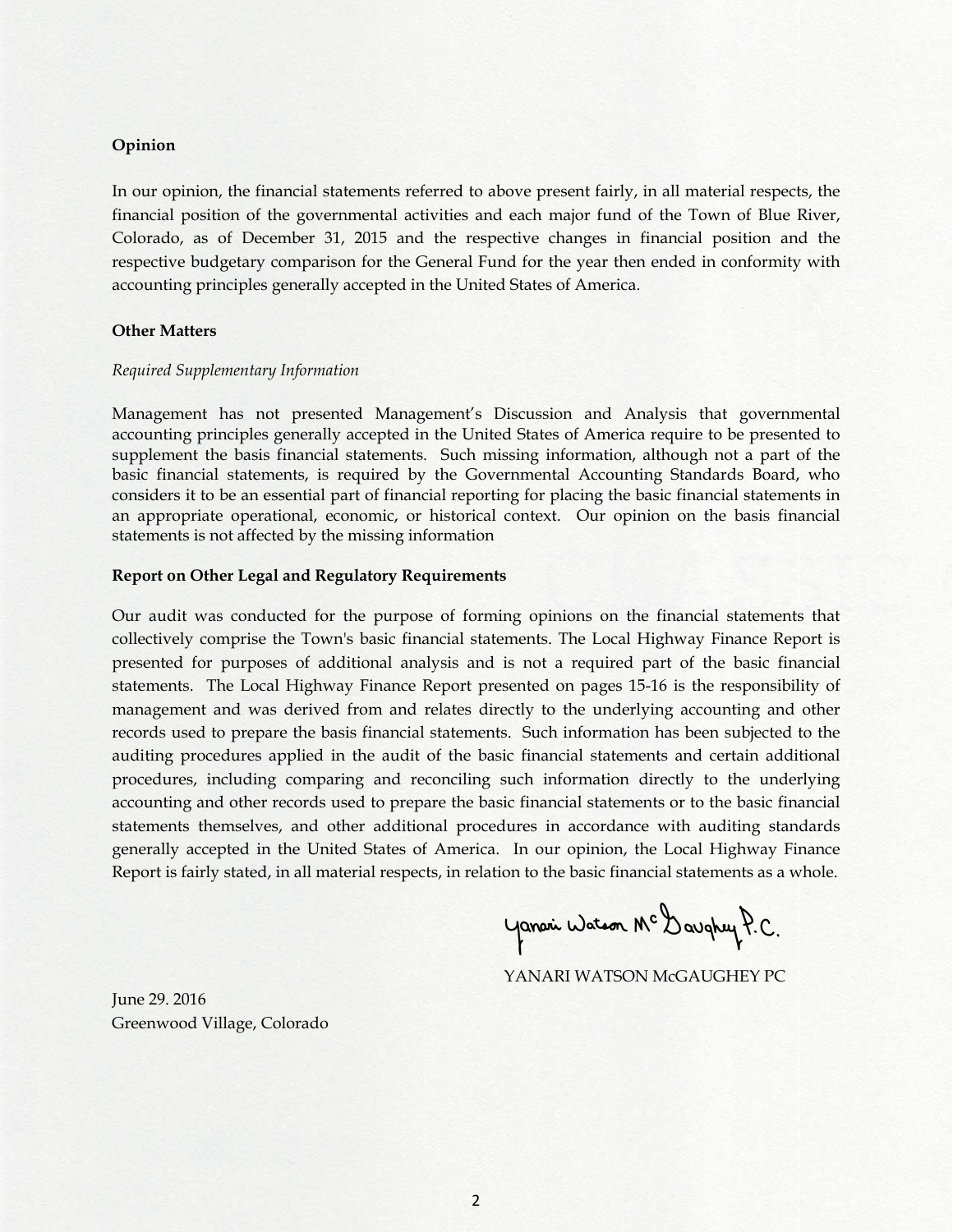**Opinion**

In our opinion, the financial statements referred to above present fairly, in all material respects, the financial position of the governmental activities and each major fund of the Town of Blue River, Colorado, as of December 31, 2015 and the respective changes in financial position and the respective budgetary comparison for the General Fund for the year then ended in conformity with accounting principles generally accepted in the United States of America.

**Other Matters**

*Required Supplementary Information*

Management has not presented Management's Discussion and Analysis that governmental accounting principles generally accepted in the United States of America require to be presented to supplement the basis financial statements. Such missing information, although not a part of the basic financial statements, is required by the Governmental Accounting Standards Board, who considers it to be an essential part of financial reporting for placing the basic financial statements in an appropriate operational, economic, or historical context. Our opinion on the basis financial statements is not affected by the missing information

**Report on Other Legal and Regulatory Requirements**

Our audit was conducted for the purpose of forming opinions on the financial statements that collectively comprise the Town's basic financial statements. The Local Highway Finance Report is presented for purposes of additional analysis and is not a required part of the basic financial statements. The Local Highway Finance Report presented on pages 15-16 is the responsibility of management and was derived from and relates directly to the underlying accounting and other records used to prepare the basis financial statements. Such information has been subjected to the auditing procedures applied in the audit of the basic financial statements and certain additional procedures, including comparing and reconciling such information directly to the underlying accounting and other records used to prepare the basic financial statements or to the basic financial statements themselves, and other additional procedures in accordance with auditing standards generally accepted in the United States of America. In our opinion, the Local Highway Finance Report is fairly stated, in all material respects, in relation to the basic financial statements as a whole.

Yanari Watson McGaughey P.C.

YANARI WATSON McGAUGHEY PC

June 29. 2016
Greenwood Village, Colorado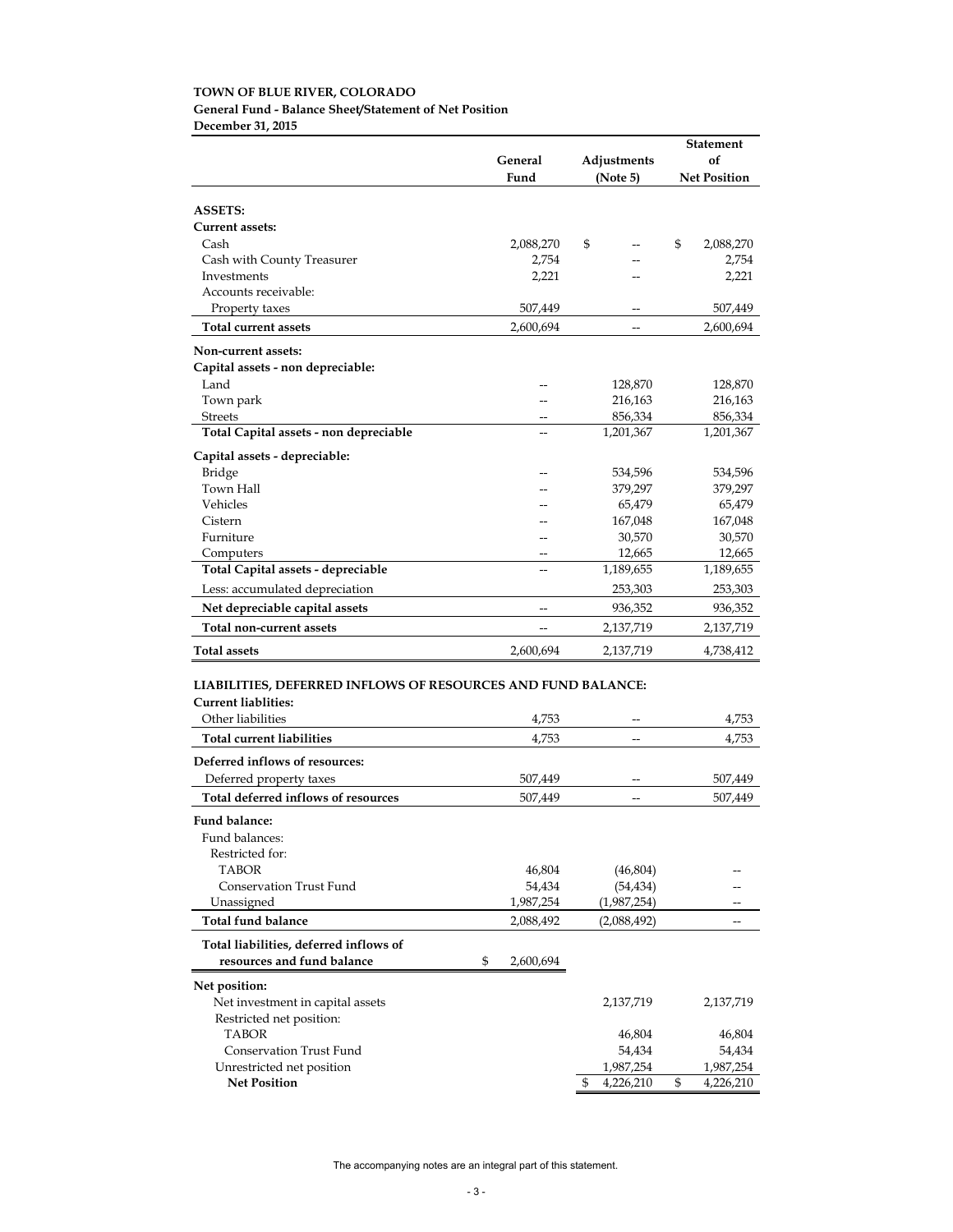**TOWN OF BLUE RIVER, COLORADO**
**General Fund - Balance Sheet/Statement of Net Position**
**December 31, 2015**

| | General Fund | Adjustments (Note 5) | Statement of Net Position |
|---|---|---|---|
| **ASSETS:** | | | |
| **Current assets:** | | | |
| Cash | 2,088,270 | $ -- | $ 2,088,270 |
| Cash with County Treasurer | 2,754 | -- | 2,754 |
| Investments | 2,221 | -- | 2,221 |
| Accounts receivable: | | | |
| Property taxes | 507,449 | -- | 507,449 |
| **Total current assets** | 2,600,694 | -- | 2,600,694 |
| **Non-current assets:** | | | |
| **Capital assets - non depreciable:** | | | |
| Land | -- | 128,870 | 128,870 |
| Town park | -- | 216,163 | 216,163 |
| Streets | -- | 856,334 | 856,334 |
| **Total Capital assets - non depreciable** | -- | 1,201,367 | 1,201,367 |
| **Capital assets - depreciable:** | | | |
| Bridge | -- | 534,596 | 534,596 |
| Town Hall | -- | 379,297 | 379,297 |
| Vehicles | -- | 65,479 | 65,479 |
| Cistern | -- | 167,048 | 167,048 |
| Furniture | -- | 30,570 | 30,570 |
| Computers | -- | 12,665 | 12,665 |
| **Total Capital assets - depreciable** | -- | 1,189,655 | 1,189,655 |
| Less: accumulated depreciation | | 253,303 | 253,303 |
| **Net depreciable capital assets** | -- | 936,352 | 936,352 |
| **Total non-current assets** | -- | 2,137,719 | 2,137,719 |
| **Total assets** | 2,600,694 | 2,137,719 | 4,738,412 |
| **LIABILITIES, DEFERRED INFLOWS OF RESOURCES AND FUND BALANCE:** | | | |
| **Current liablities:** | | | |
| Other liabilities | 4,753 | -- | 4,753 |
| **Total current liabilities** | 4,753 | -- | 4,753 |
| **Deferred inflows of resources:** | | | |
| Deferred property taxes | 507,449 | -- | 507,449 |
| **Total deferred inflows of resources** | 507,449 | -- | 507,449 |
| **Fund balance:** | | | |
| Fund balances: | | | |
| Restricted for: | | | |
| TABOR | 46,804 | (46,804) | -- |
| Conservation Trust Fund | 54,434 | (54,434) | -- |
| Unassigned | 1,987,254 | (1,987,254) | -- |
| **Total fund balance** | 2,088,492 | (2,088,492) | -- |
| **Total liabilities, deferred inflows of resources and fund balance** | $ 2,600,694 | | |
| **Net position:** | | | |
| Net investment in capital assets | | 2,137,719 | 2,137,719 |
| Restricted net position: | | | |
| TABOR | | 46,804 | 46,804 |
| Conservation Trust Fund | | 54,434 | 54,434 |
| Unrestricted net position | | 1,987,254 | 1,987,254 |
| **Net Position** | | $ 4,226,210 | $ 4,226,210 |

The accompanying notes are an integral part of this statement.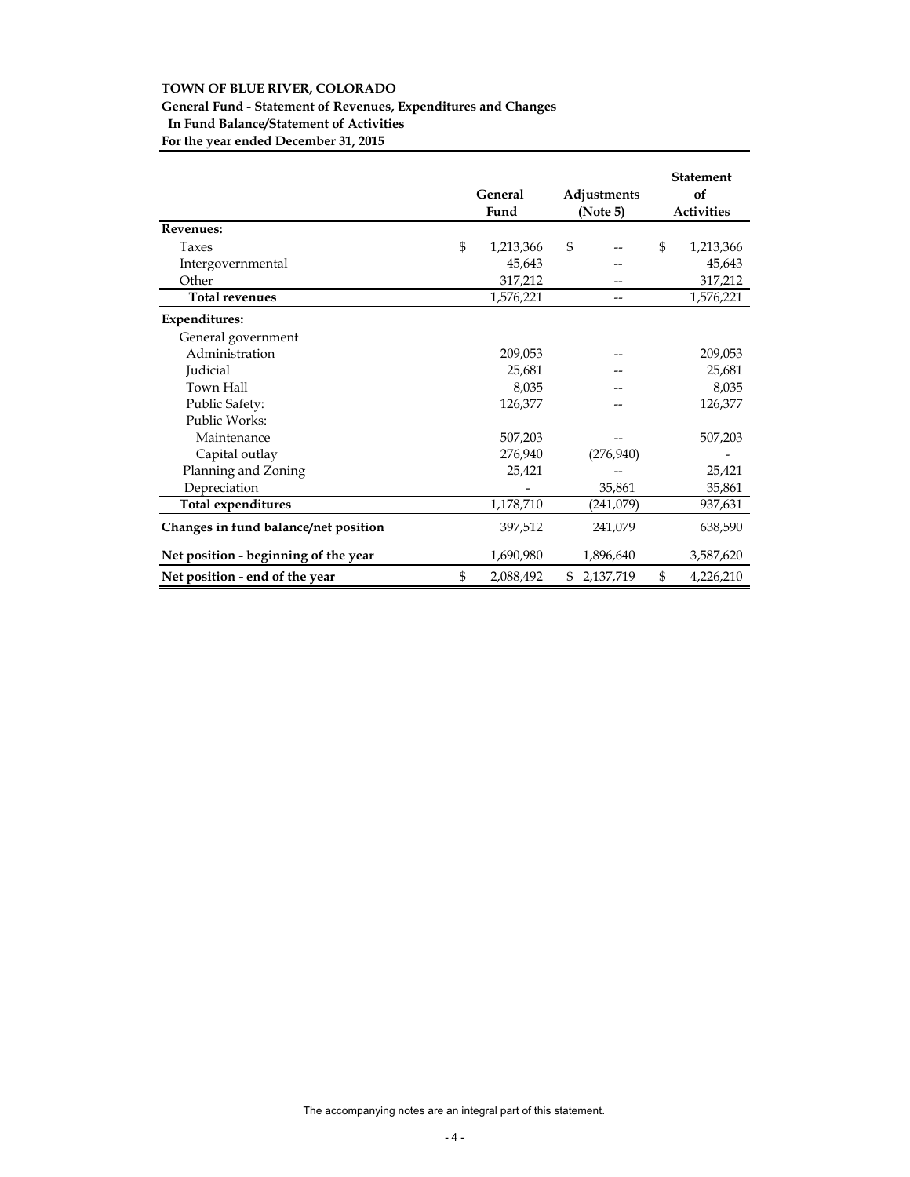**TOWN OF BLUE RIVER, COLORADO**
**General Fund - Statement of Revenues, Expenditures and Changes In Fund Balance/Statement of Activities**
**For the year ended December 31, 2015**

| | General Fund | Adjustments (Note 5) | Statement of Activities |
|---|---|---|---|
| **Revenues:** | | | |
| Taxes | $ 1,213,366 | $ -- | $ 1,213,366 |
| Intergovernmental | 45,643 | -- | 45,643 |
| Other | 317,212 | -- | 317,212 |
| **Total revenues** | 1,576,221 | -- | 1,576,221 |
| **Expenditures:** | | | |
| General government | | | |
| Administration | 209,053 | -- | 209,053 |
| Judicial | 25,681 | -- | 25,681 |
| Town Hall | 8,035 | -- | 8,035 |
| Public Safety: | 126,377 | -- | 126,377 |
| Public Works: | | | |
| Maintenance | 507,203 | -- | 507,203 |
| Capital outlay | 276,940 | (276,940) | - |
| Planning and Zoning | 25,421 | -- | 25,421 |
| Depreciation | - | 35,861 | 35,861 |
| **Total expenditures** | 1,178,710 | (241,079) | 937,631 |
| **Changes in fund balance/net position** | 397,512 | 241,079 | 638,590 |
| **Net position - beginning of the year** | 1,690,980 | 1,896,640 | 3,587,620 |
| **Net position - end of the year** | $ 2,088,492 | $ 2,137,719 | $ 4,226,210 |

The accompanying notes are an integral part of this statement.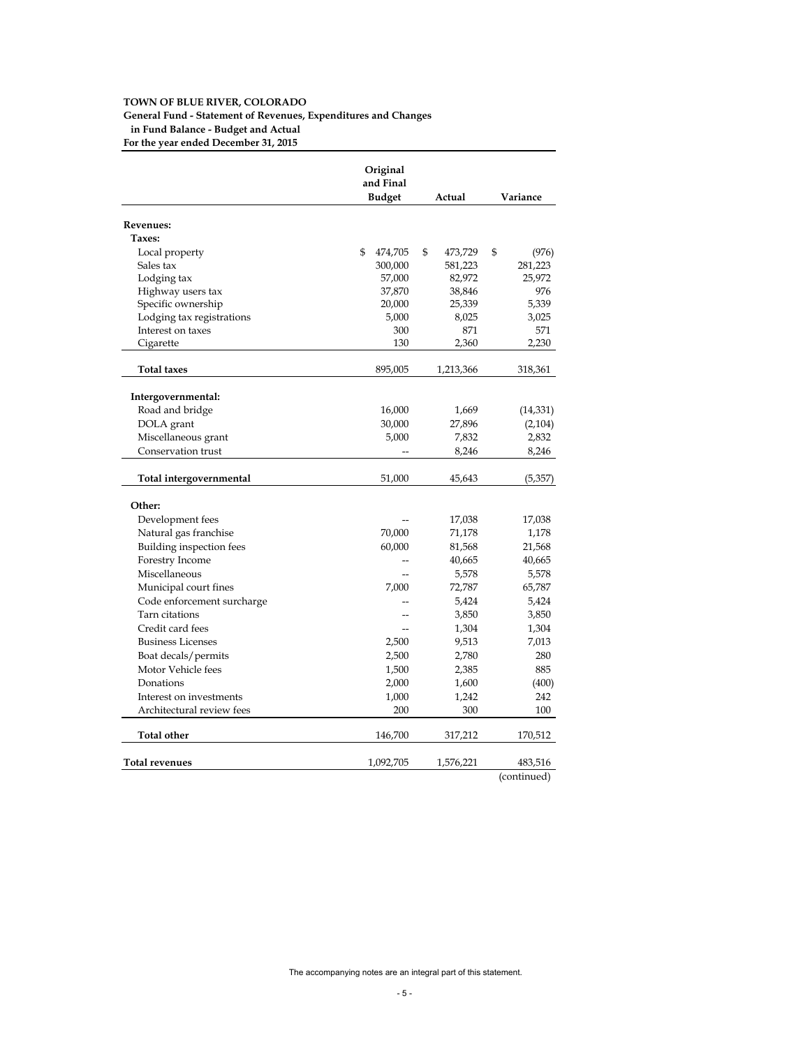**TOWN OF BLUE RIVER, COLORADO**
**General Fund - Statement of Revenues, Expenditures and Changes in Fund Balance - Budget and Actual**
**For the year ended December 31, 2015**

| | Original and Final Budget | Actual | Variance |
|---|---|---|---|
| **Revenues:** | | | |
| **Taxes:** | | | |
| Local property | $ 474,705 | $ 473,729 | $ (976) |
| Sales tax | 300,000 | 581,223 | 281,223 |
| Lodging tax | 57,000 | 82,972 | 25,972 |
| Highway users tax | 37,870 | 38,846 | 976 |
| Specific ownership | 20,000 | 25,339 | 5,339 |
| Lodging tax registrations | 5,000 | 8,025 | 3,025 |
| Interest on taxes | 300 | 871 | 571 |
| Cigarette | 130 | 2,360 | 2,230 |
| **Total taxes** | 895,005 | 1,213,366 | 318,361 |
| **Intergovernmental:** | | | |
| Road and bridge | 16,000 | 1,669 | (14,331) |
| DOLA grant | 30,000 | 27,896 | (2,104) |
| Miscellaneous grant | 5,000 | 7,832 | 2,832 |
| Conservation trust | -- | 8,246 | 8,246 |
| **Total intergovernmental** | 51,000 | 45,643 | (5,357) |
| **Other:** | | | |
| Development fees | -- | 17,038 | 17,038 |
| Natural gas franchise | 70,000 | 71,178 | 1,178 |
| Building inspection fees | 60,000 | 81,568 | 21,568 |
| Forestry Income | -- | 40,665 | 40,665 |
| Miscellaneous | -- | 5,578 | 5,578 |
| Municipal court fines | 7,000 | 72,787 | 65,787 |
| Code enforcement surcharge | -- | 5,424 | 5,424 |
| Tarn citations | -- | 3,850 | 3,850 |
| Credit card fees | -- | 1,304 | 1,304 |
| Business Licenses | 2,500 | 9,513 | 7,013 |
| Boat decals/permits | 2,500 | 2,780 | 280 |
| Motor Vehicle fees | 1,500 | 2,385 | 885 |
| Donations | 2,000 | 1,600 | (400) |
| Interest on investments | 1,000 | 1,242 | 242 |
| Architectural review fees | 200 | 300 | 100 |
| **Total other** | 146,700 | 317,212 | 170,512 |
| **Total revenues** | 1,092,705 | 1,576,221 | 483,516 |

(continued)

The accompanying notes are an integral part of this statement.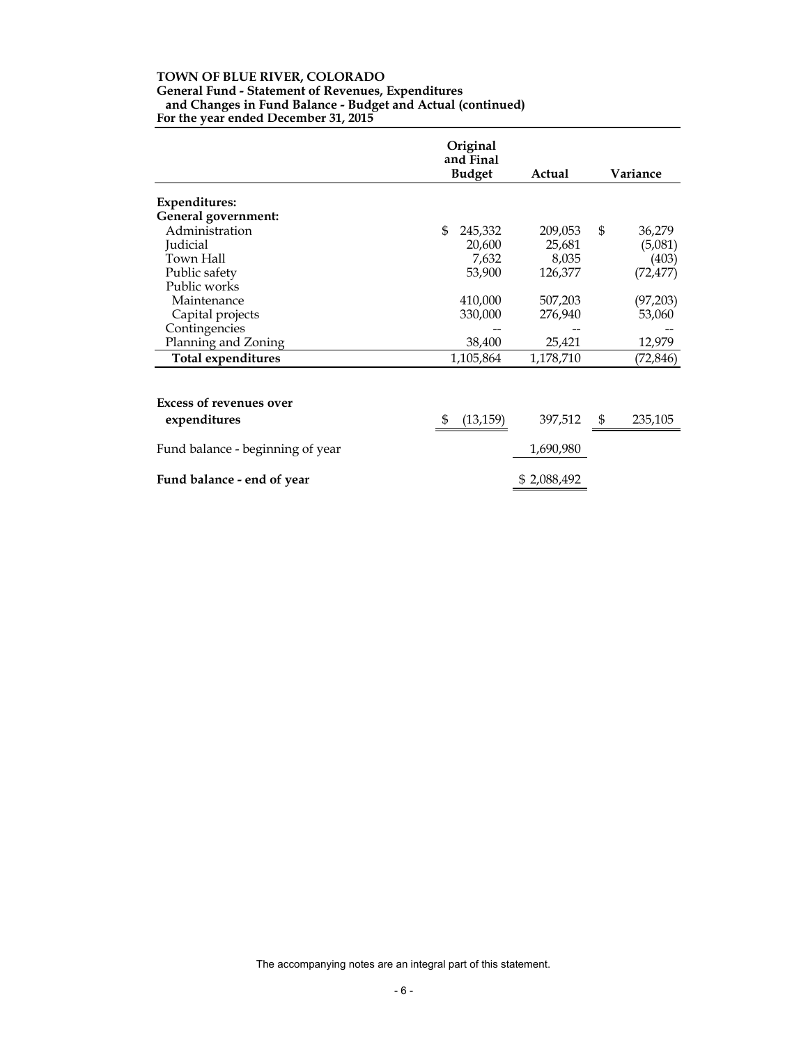**TOWN OF BLUE RIVER, COLORADO**
**General Fund - Statement of Revenues, Expenditures and Changes in Fund Balance - Budget and Actual (continued)**
**For the year ended December 31, 2015**

| | Original and Final Budget | Actual | Variance |
|---|---|---|---|
| **Expenditures:** | | | |
| **General government:** | | | |
| Administration | $ 245,332 | 209,053 | $ 36,279 |
| Judicial | 20,600 | 25,681 | (5,081) |
| Town Hall | 7,632 | 8,035 | (403) |
| Public safety | 53,900 | 126,377 | (72,477) |
| Public works | | | |
| Maintenance | 410,000 | 507,203 | (97,203) |
| Capital projects | 330,000 | 276,940 | 53,060 |
| Contingencies | -- | -- | -- |
| Planning and Zoning | 38,400 | 25,421 | 12,979 |
| **Total expenditures** | 1,105,864 | 1,178,710 | (72,846) |
| | | | |
| **Excess of revenues over expenditures** | $ (13,159) | 397,512 | $ 235,105 |
| Fund balance - beginning of year | | 1,690,980 | |
| **Fund balance - end of year** | | $ 2,088,492 | |

The accompanying notes are an integral part of this statement.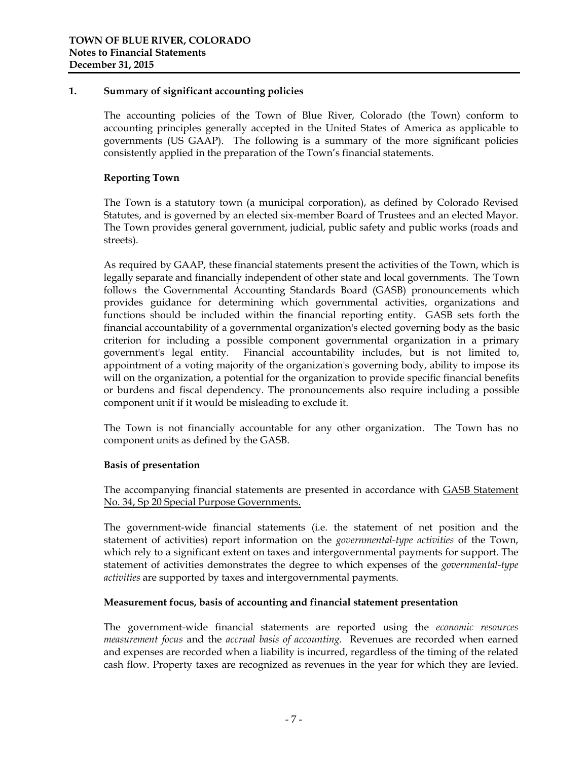## 1. Summary of significant accounting policies

The accounting policies of the Town of Blue River, Colorado (the Town) conform to accounting principles generally accepted in the United States of America as applicable to governments (US GAAP). The following is a summary of the more significant policies consistently applied in the preparation of the Town's financial statements.

### Reporting Town

The Town is a statutory town (a municipal corporation), as defined by Colorado Revised Statutes, and is governed by an elected six-member Board of Trustees and an elected Mayor. The Town provides general government, judicial, public safety and public works (roads and streets).

As required by GAAP, these financial statements present the activities of the Town, which is legally separate and financially independent of other state and local governments. The Town follows the Governmental Accounting Standards Board (GASB) pronouncements which provides guidance for determining which governmental activities, organizations and functions should be included within the financial reporting entity. GASB sets forth the financial accountability of a governmental organization's elected governing body as the basic criterion for including a possible component governmental organization in a primary government's legal entity. Financial accountability includes, but is not limited to, appointment of a voting majority of the organization's governing body, ability to impose its will on the organization, a potential for the organization to provide specific financial benefits or burdens and fiscal dependency. The pronouncements also require including a possible component unit if it would be misleading to exclude it.

The Town is not financially accountable for any other organization. The Town has no component units as defined by the GASB.

### Basis of presentation

The accompanying financial statements are presented in accordance with GASB Statement No. 34, Sp 20 Special Purpose Governments.

The government-wide financial statements (i.e. the statement of net position and the statement of activities) report information on the *governmental-type activities* of the Town, which rely to a significant extent on taxes and intergovernmental payments for support. The statement of activities demonstrates the degree to which expenses of the *governmental-type activities* are supported by taxes and intergovernmental payments.

### Measurement focus, basis of accounting and financial statement presentation

The government-wide financial statements are reported using the *economic resources measurement focus* and the *accrual basis of accounting.* Revenues are recorded when earned and expenses are recorded when a liability is incurred, regardless of the timing of the related cash flow. Property taxes are recognized as revenues in the year for which they are levied.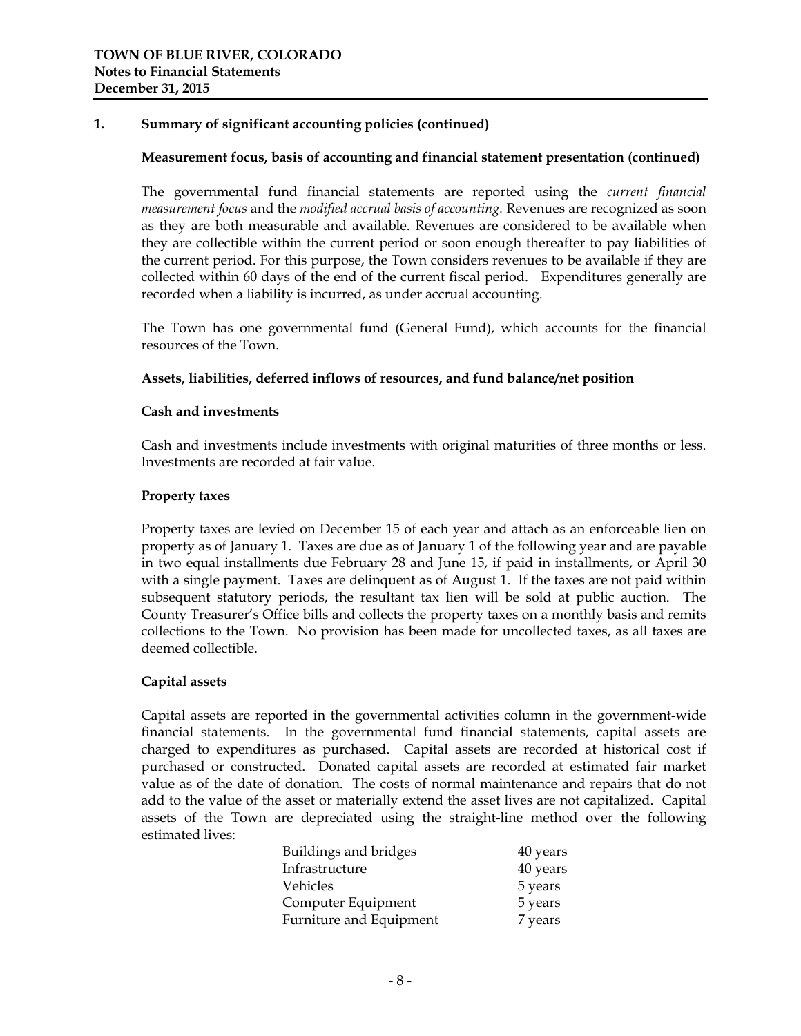## 1. Summary of significant accounting policies (continued)

### Measurement focus, basis of accounting and financial statement presentation (continued)

The governmental fund financial statements are reported using the *current financial measurement focus* and the *modified accrual basis of accounting*. Revenues are recognized as soon as they are both measurable and available. Revenues are considered to be available when they are collectible within the current period or soon enough thereafter to pay liabilities of the current period. For this purpose, the Town considers revenues to be available if they are collected within 60 days of the end of the current fiscal period. Expenditures generally are recorded when a liability is incurred, as under accrual accounting.

The Town has one governmental fund (General Fund), which accounts for the financial resources of the Town.

### Assets, liabilities, deferred inflows of resources, and fund balance/net position

#### Cash and investments

Cash and investments include investments with original maturities of three months or less. Investments are recorded at fair value.

#### Property taxes

Property taxes are levied on December 15 of each year and attach as an enforceable lien on property as of January 1. Taxes are due as of January 1 of the following year and are payable in two equal installments due February 28 and June 15, if paid in installments, or April 30 with a single payment. Taxes are delinquent as of August 1. If the taxes are not paid within subsequent statutory periods, the resultant tax lien will be sold at public auction. The County Treasurer's Office bills and collects the property taxes on a monthly basis and remits collections to the Town. No provision has been made for uncollected taxes, as all taxes are deemed collectible.

#### Capital assets

Capital assets are reported in the governmental activities column in the government-wide financial statements. In the governmental fund financial statements, capital assets are charged to expenditures as purchased. Capital assets are recorded at historical cost if purchased or constructed. Donated capital assets are recorded at estimated fair market value as of the date of donation. The costs of normal maintenance and repairs that do not add to the value of the asset or materially extend the asset lives are not capitalized. Capital assets of the Town are depreciated using the straight-line method over the following estimated lives:

| | |
|---|---|
| Buildings and bridges | 40 years |
| Infrastructure | 40 years |
| Vehicles | 5 years |
| Computer Equipment | 5 years |
| Furniture and Equipment | 7 years |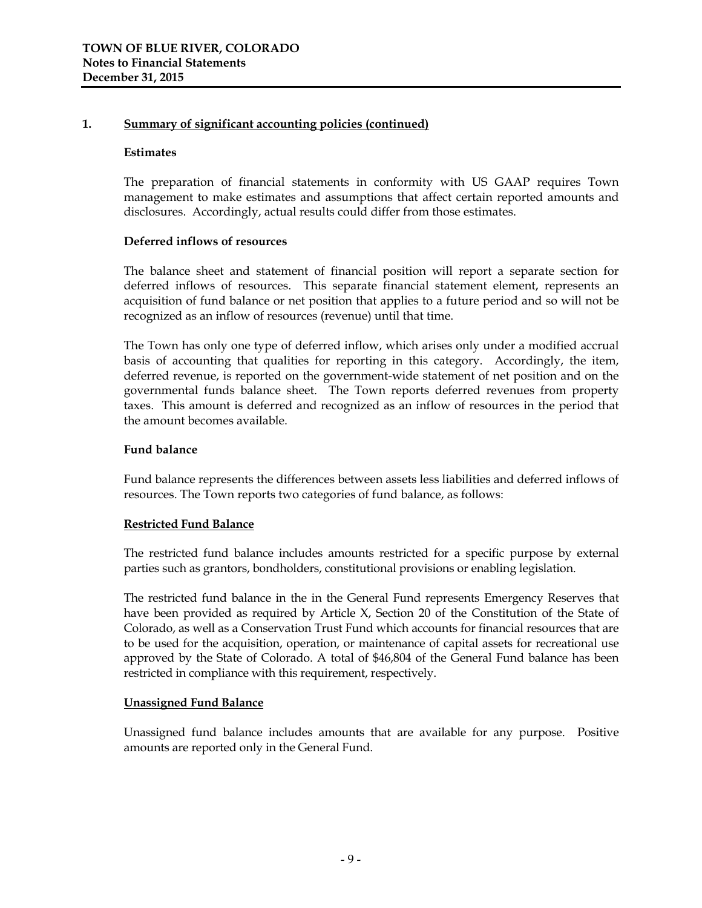## 1. Summary of significant accounting policies (continued)

### Estimates

The preparation of financial statements in conformity with US GAAP requires Town management to make estimates and assumptions that affect certain reported amounts and disclosures. Accordingly, actual results could differ from those estimates.

### Deferred inflows of resources

The balance sheet and statement of financial position will report a separate section for deferred inflows of resources. This separate financial statement element, represents an acquisition of fund balance or net position that applies to a future period and so will not be recognized as an inflow of resources (revenue) until that time.

The Town has only one type of deferred inflow, which arises only under a modified accrual basis of accounting that qualities for reporting in this category. Accordingly, the item, deferred revenue, is reported on the government-wide statement of net position and on the governmental funds balance sheet. The Town reports deferred revenues from property taxes. This amount is deferred and recognized as an inflow of resources in the period that the amount becomes available.

### Fund balance

Fund balance represents the differences between assets less liabilities and deferred inflows of resources. The Town reports two categories of fund balance, as follows:

#### Restricted Fund Balance

The restricted fund balance includes amounts restricted for a specific purpose by external parties such as grantors, bondholders, constitutional provisions or enabling legislation.

The restricted fund balance in the in the General Fund represents Emergency Reserves that have been provided as required by Article X, Section 20 of the Constitution of the State of Colorado, as well as a Conservation Trust Fund which accounts for financial resources that are to be used for the acquisition, operation, or maintenance of capital assets for recreational use approved by the State of Colorado. A total of $46,804 of the General Fund balance has been restricted in compliance with this requirement, respectively.

#### Unassigned Fund Balance

Unassigned fund balance includes amounts that are available for any purpose. Positive amounts are reported only in the General Fund.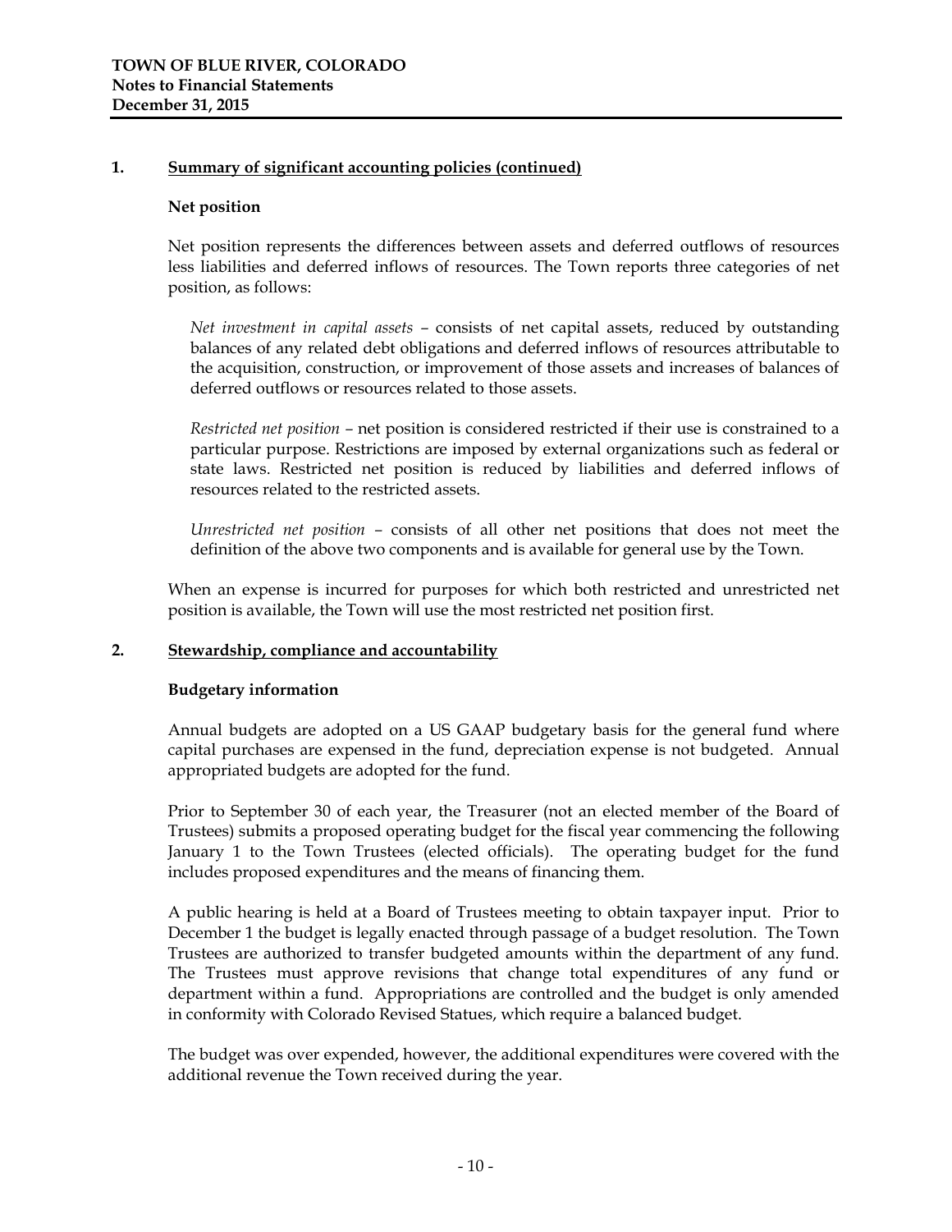## 1. Summary of significant accounting policies (continued)

### Net position

Net position represents the differences between assets and deferred outflows of resources less liabilities and deferred inflows of resources. The Town reports three categories of net position, as follows:

*Net investment in capital assets* – consists of net capital assets, reduced by outstanding balances of any related debt obligations and deferred inflows of resources attributable to the acquisition, construction, or improvement of those assets and increases of balances of deferred outflows or resources related to those assets.

*Restricted net position* – net position is considered restricted if their use is constrained to a particular purpose. Restrictions are imposed by external organizations such as federal or state laws. Restricted net position is reduced by liabilities and deferred inflows of resources related to the restricted assets.

*Unrestricted net position* – consists of all other net positions that does not meet the definition of the above two components and is available for general use by the Town.

When an expense is incurred for purposes for which both restricted and unrestricted net position is available, the Town will use the most restricted net position first.

## 2. Stewardship, compliance and accountability

### Budgetary information

Annual budgets are adopted on a US GAAP budgetary basis for the general fund where capital purchases are expensed in the fund, depreciation expense is not budgeted. Annual appropriated budgets are adopted for the fund.

Prior to September 30 of each year, the Treasurer (not an elected member of the Board of Trustees) submits a proposed operating budget for the fiscal year commencing the following January 1 to the Town Trustees (elected officials). The operating budget for the fund includes proposed expenditures and the means of financing them.

A public hearing is held at a Board of Trustees meeting to obtain taxpayer input. Prior to December 1 the budget is legally enacted through passage of a budget resolution. The Town Trustees are authorized to transfer budgeted amounts within the department of any fund. The Trustees must approve revisions that change total expenditures of any fund or department within a fund. Appropriations are controlled and the budget is only amended in conformity with Colorado Revised Statues, which require a balanced budget.

The budget was over expended, however, the additional expenditures were covered with the additional revenue the Town received during the year.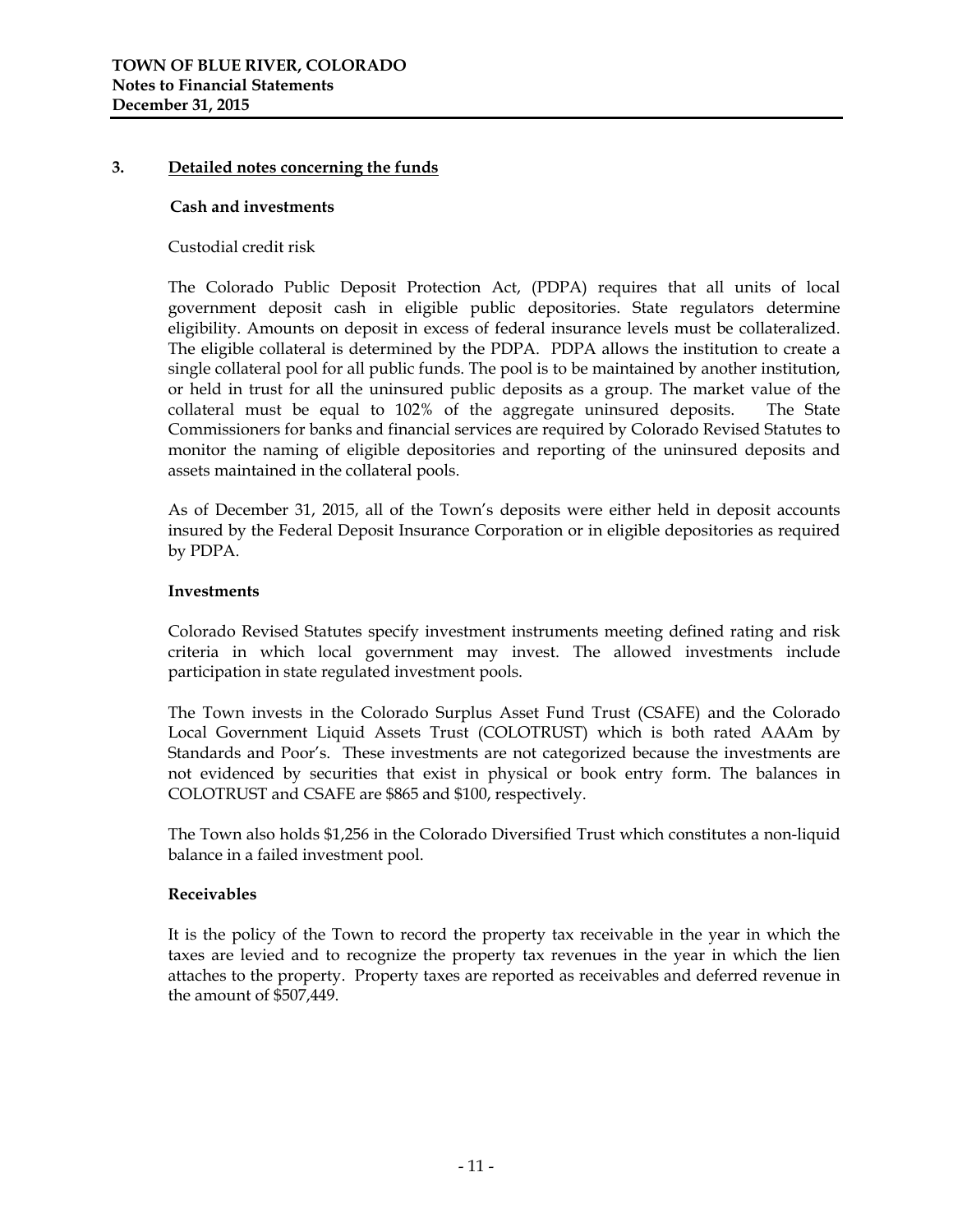**TOWN OF BLUE RIVER, COLORADO**
**Notes to Financial Statements**
**December 31, 2015**

## 3. Detailed notes concerning the funds

### Cash and investments

Custodial credit risk

The Colorado Public Deposit Protection Act, (PDPA) requires that all units of local government deposit cash in eligible public depositories. State regulators determine eligibility. Amounts on deposit in excess of federal insurance levels must be collateralized. The eligible collateral is determined by the PDPA. PDPA allows the institution to create a single collateral pool for all public funds. The pool is to be maintained by another institution, or held in trust for all the uninsured public deposits as a group. The market value of the collateral must be equal to 102% of the aggregate uninsured deposits. The State Commissioners for banks and financial services are required by Colorado Revised Statutes to monitor the naming of eligible depositories and reporting of the uninsured deposits and assets maintained in the collateral pools.

As of December 31, 2015, all of the Town's deposits were either held in deposit accounts insured by the Federal Deposit Insurance Corporation or in eligible depositories as required by PDPA.

### Investments

Colorado Revised Statutes specify investment instruments meeting defined rating and risk criteria in which local government may invest. The allowed investments include participation in state regulated investment pools.

The Town invests in the Colorado Surplus Asset Fund Trust (CSAFE) and the Colorado Local Government Liquid Assets Trust (COLOTRUST) which is both rated AAAm by Standards and Poor's. These investments are not categorized because the investments are not evidenced by securities that exist in physical or book entry form. The balances in COLOTRUST and CSAFE are $865 and $100, respectively.

The Town also holds $1,256 in the Colorado Diversified Trust which constitutes a non-liquid balance in a failed investment pool.

### Receivables

It is the policy of the Town to record the property tax receivable in the year in which the taxes are levied and to recognize the property tax revenues in the year in which the lien attaches to the property. Property taxes are reported as receivables and deferred revenue in the amount of $507,449.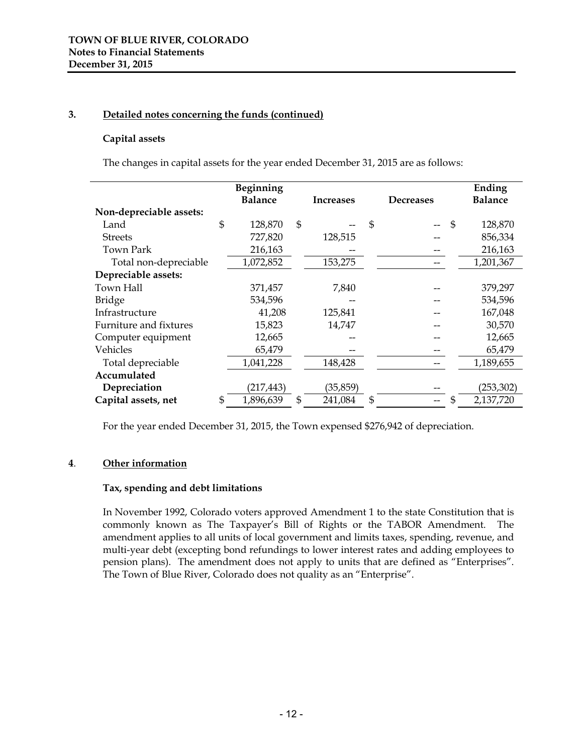**3. Detailed notes concerning the funds (continued)**

**Capital assets**

The changes in capital assets for the year ended December 31, 2015 are as follows:

| | Beginning Balance | Increases | Decreases | Ending Balance |
|---|---|---|---|---|
| **Non-depreciable assets:** | | | | |
| Land | $ 128,870 | $ -- | $ -- | $ 128,870 |
| Streets | 727,820 | 128,515 | -- | 856,334 |
| Town Park | 216,163 | -- | -- | 216,163 |
| Total non-depreciable | 1,072,852 | 153,275 | -- | 1,201,367 |
| **Depreciable assets:** | | | | |
| Town Hall | 371,457 | 7,840 | -- | 379,297 |
| Bridge | 534,596 | -- | -- | 534,596 |
| Infrastructure | 41,208 | 125,841 | -- | 167,048 |
| Furniture and fixtures | 15,823 | 14,747 | -- | 30,570 |
| Computer equipment | 12,665 | -- | -- | 12,665 |
| Vehicles | 65,479 | -- | -- | 65,479 |
| Total depreciable | 1,041,228 | 148,428 | -- | 1,189,655 |
| **Accumulated Depreciation** | (217,443) | (35,859) | -- | (253,302) |
| **Capital assets, net** | $ 1,896,639 | $ 241,084 | $ -- | $ 2,137,720 |

For the year ended December 31, 2015, the Town expensed $276,942 of depreciation.

**4. Other information**

**Tax, spending and debt limitations**

In November 1992, Colorado voters approved Amendment 1 to the state Constitution that is commonly known as The Taxpayer's Bill of Rights or the TABOR Amendment. The amendment applies to all units of local government and limits taxes, spending, revenue, and multi-year debt (excepting bond refundings to lower interest rates and adding employees to pension plans). The amendment does not apply to units that are defined as "Enterprises". The Town of Blue River, Colorado does not quality as an "Enterprise".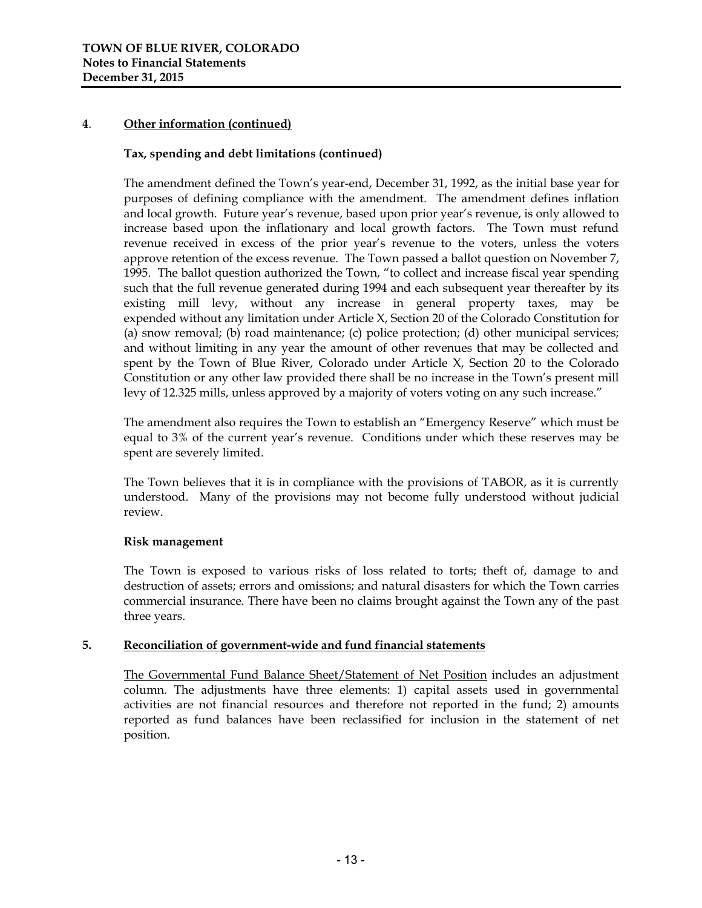## 4. <u>Other information (continued)</u>

### Tax, spending and debt limitations (continued)

The amendment defined the Town's year-end, December 31, 1992, as the initial base year for purposes of defining compliance with the amendment. The amendment defines inflation and local growth. Future year's revenue, based upon prior year's revenue, is only allowed to increase based upon the inflationary and local growth factors. The Town must refund revenue received in excess of the prior year's revenue to the voters, unless the voters approve retention of the excess revenue. The Town passed a ballot question on November 7, 1995. The ballot question authorized the Town, "to collect and increase fiscal year spending such that the full revenue generated during 1994 and each subsequent year thereafter by its existing mill levy, without any increase in general property taxes, may be expended without any limitation under Article X, Section 20 of the Colorado Constitution for (a) snow removal; (b) road maintenance; (c) police protection; (d) other municipal services; and without limiting in any year the amount of other revenues that may be collected and spent by the Town of Blue River, Colorado under Article X, Section 20 to the Colorado Constitution or any other law provided there shall be no increase in the Town's present mill levy of 12.325 mills, unless approved by a majority of voters voting on any such increase."

The amendment also requires the Town to establish an "Emergency Reserve" which must be equal to 3% of the current year's revenue. Conditions under which these reserves may be spent are severely limited.

The Town believes that it is in compliance with the provisions of TABOR, as it is currently understood. Many of the provisions may not become fully understood without judicial review.

### Risk management

The Town is exposed to various risks of loss related to torts; theft of, damage to and destruction of assets; errors and omissions; and natural disasters for which the Town carries commercial insurance. There have been no claims brought against the Town any of the past three years.

## 5. <u>Reconciliation of government-wide and fund financial statements</u>

<u>The Governmental Fund Balance Sheet/Statement of Net Position</u> includes an adjustment column. The adjustments have three elements: 1) capital assets used in governmental activities are not financial resources and therefore not reported in the fund; 2) amounts reported as fund balances have been reclassified for inclusion in the statement of net position.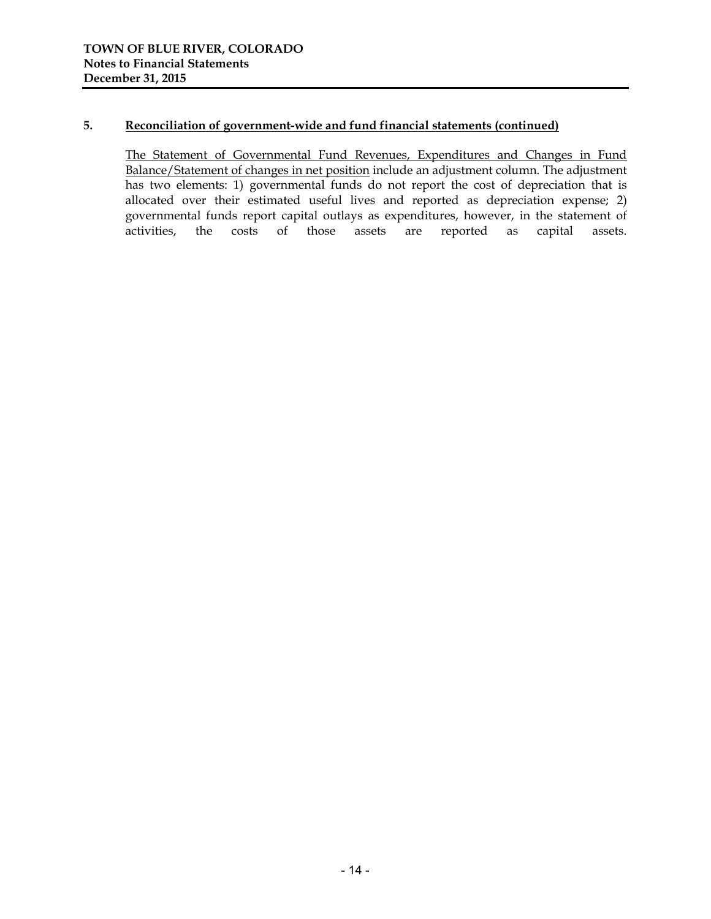## 5. Reconciliation of government-wide and fund financial statements (continued)

The Statement of Governmental Fund Revenues, Expenditures and Changes in Fund Balance/Statement of changes in net position include an adjustment column. The adjustment has two elements: 1) governmental funds do not report the cost of depreciation that is allocated over their estimated useful lives and reported as depreciation expense; 2) governmental funds report capital outlays as expenditures, however, in the statement of activities, the costs of those assets are reported as capital assets.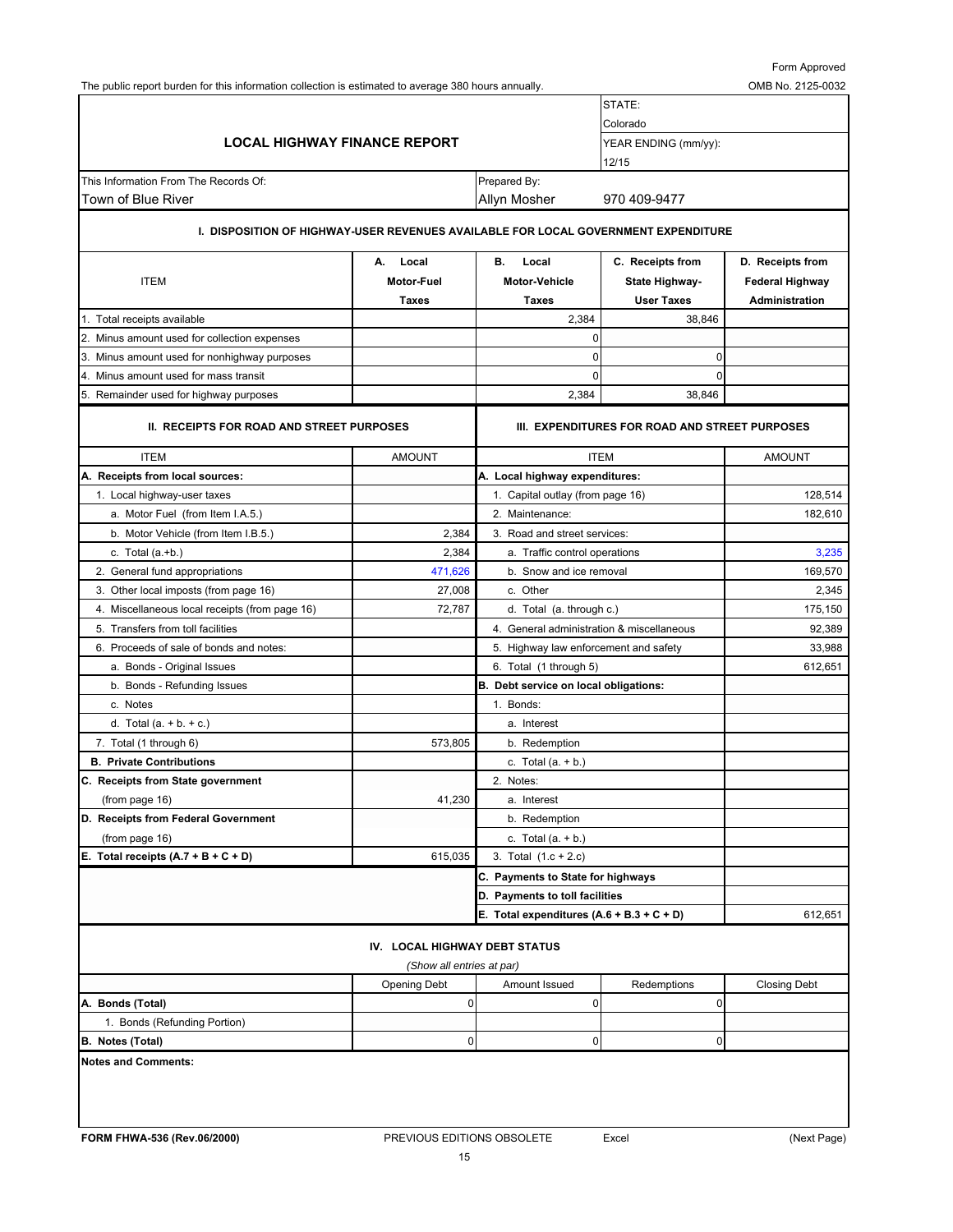The public report burden for this information collection is estimated to average 380 hours annually.

Form Approved
OMB No. 2125-0032

| | |
|---|---|
| **LOCAL HIGHWAY FINANCE REPORT** | STATE: Colorado |
| | YEAR ENDING (mm/yy): 12/15 |
| This Information From The Records Of: Town of Blue River | Prepared By: Allyn Mosher 970 409-9477 |

## I. DISPOSITION OF HIGHWAY-USER REVENUES AVAILABLE FOR LOCAL GOVERNMENT EXPENDITURE

| ITEM | A. Local Motor-Fuel Taxes | B. Local Motor-Vehicle Taxes | C. Receipts from State Highway-User Taxes | D. Receipts from Federal Highway Administration |
|---|---|---|---|---|
| 1. Total receipts available | | 2,384 | 38,846 | |
| 2. Minus amount used for collection expenses | | 0 | | |
| 3. Minus amount used for nonhighway purposes | | 0 | 0 | |
| 4. Minus amount used for mass transit | | 0 | 0 | |
| 5. Remainder used for highway purposes | | 2,384 | 38,846 | |

| II. RECEIPTS FOR ROAD AND STREET PURPOSES | | III. EXPENDITURES FOR ROAD AND STREET PURPOSES | |
|---|---|---|---|
| **ITEM** | **AMOUNT** | **ITEM** | **AMOUNT** |
| **A. Receipts from local sources:** | | **A. Local highway expenditures:** | |
| 1. Local highway-user taxes | | 1. Capital outlay (from page 16) | 128,514 |
| a. Motor Fuel (from Item I.A.5.) | | 2. Maintenance: | 182,610 |
| b. Motor Vehicle (from Item I.B.5.) | 2,384 | 3. Road and street services: | |
| c. Total (a.+b.) | 2,384 | a. Traffic control operations | 3,235 |
| 2. General fund appropriations | 471,626 | b. Snow and ice removal | 169,570 |
| 3. Other local imposts (from page 16) | 27,008 | c. Other | 2,345 |
| 4. Miscellaneous local receipts (from page 16) | 72,787 | d. Total (a. through c.) | 175,150 |
| 5. Transfers from toll facilities | | 4. General administration & miscellaneous | 92,389 |
| 6. Proceeds of sale of bonds and notes: | | 5. Highway law enforcement and safety | 33,988 |
| a. Bonds - Original Issues | | 6. Total (1 through 5) | 612,651 |
| b. Bonds - Refunding Issues | | **B. Debt service on local obligations:** | |
| c. Notes | | 1. Bonds: | |
| d. Total (a. + b. + c.) | | a. Interest | |
| 7. Total (1 through 6) | 573,805 | b. Redemption | |
| **B. Private Contributions** | | c. Total (a. + b.) | |
| **C. Receipts from State government** (from page 16) | 41,230 | 2. Notes: | |
| | | a. Interest | |
| **D. Receipts from Federal Government** (from page 16) | | b. Redemption | |
| | | c. Total (a. + b.) | |
| **E. Total receipts (A.7 + B + C + D)** | 615,035 | 3. Total (1.c + 2.c) | |
| | | **C. Payments to State for highways** | |
| | | **D. Payments to toll facilities** | |
| | | **E. Total expenditures (A.6 + B.3 + C + D)** | 612,651 |

## IV. LOCAL HIGHWAY DEBT STATUS

*(Show all entries at par)*

| | Opening Debt | Amount Issued | Redemptions | Closing Debt |
|---|---|---|---|---|
| **A. Bonds (Total)** | 0 | 0 | 0 | |
| 1. Bonds (Refunding Portion) | | | | |
| **B. Notes (Total)** | 0 | 0 | 0 | |

**Notes and Comments:**

**FORM FHWA-536 (Rev.06/2000)** PREVIOUS EDITIONS OBSOLETE Excel (Next Page)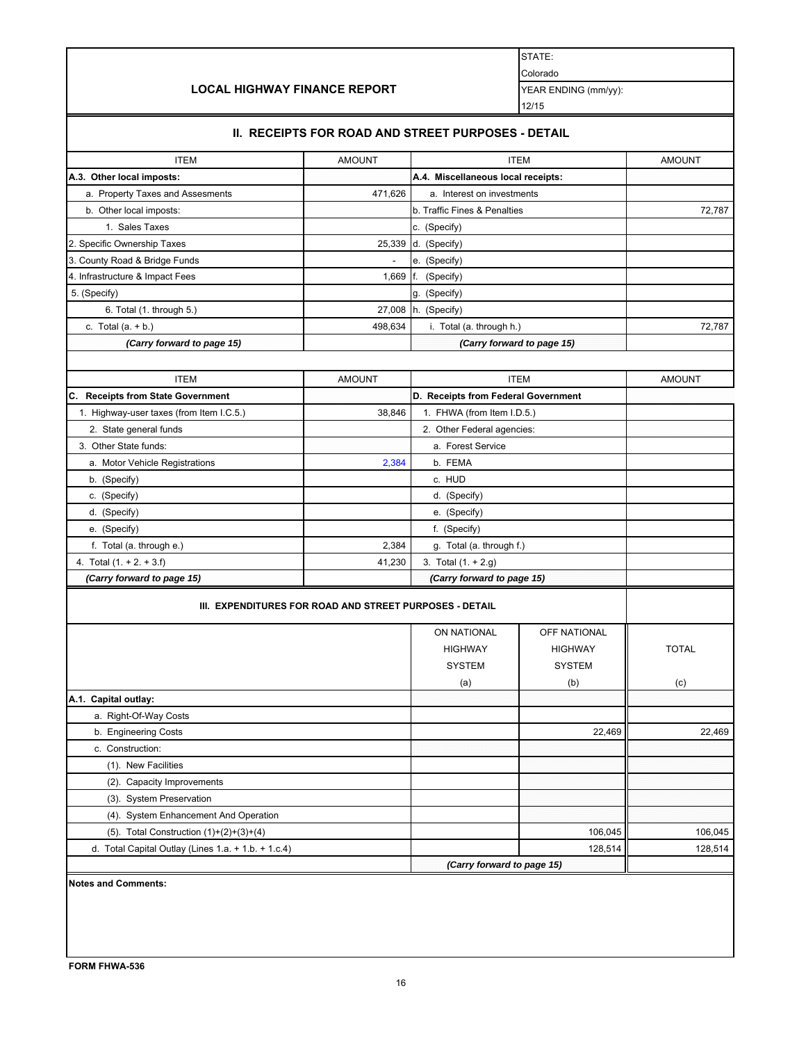| | | STATE: |
|---|---|---|
| | | Colorado |
| **LOCAL HIGHWAY FINANCE REPORT** | | YEAR ENDING (mm/yy): |
| | | 12/15 |

## II. RECEIPTS FOR ROAD AND STREET PURPOSES - DETAIL

| ITEM | AMOUNT | ITEM | AMOUNT |
|---|---|---|---|
| **A.3. Other local imposts:** | | **A.4. Miscellaneous local receipts:** | |
| a. Property Taxes and Assesments | 471,626 | a. Interest on investments | |
| b. Other local imposts: | | b. Traffic Fines & Penalties | 72,787 |
| 1. Sales Taxes | | c. (Specify) | |
| 2. Specific Ownership Taxes | 25,339 | d. (Specify) | |
| 3. County Road & Bridge Funds | - | e. (Specify) | |
| 4. Infrastructure & Impact Fees | 1,669 | f. (Specify) | |
| 5. (Specify) | | g. (Specify) | |
| 6. Total (1. through 5.) | 27,008 | h. (Specify) | |
| c. Total (a. + b.) | 498,634 | i. Total (a. through h.) | 72,787 |
| *(Carry forward to page 15)* | | *(Carry forward to page 15)* | |

| ITEM | AMOUNT | ITEM | AMOUNT |
|---|---|---|---|
| **C. Receipts from State Government** | | **D. Receipts from Federal Government** | |
| 1. Highway-user taxes (from Item I.C.5.) | 38,846 | 1. FHWA (from Item I.D.5.) | |
| 2. State general funds | | 2. Other Federal agencies: | |
| 3. Other State funds: | | a. Forest Service | |
| a. Motor Vehicle Registrations | 2,384 | b. FEMA | |
| b. (Specify) | | c. HUD | |
| c. (Specify) | | d. (Specify) | |
| d. (Specify) | | e. (Specify) | |
| e. (Specify) | | f. (Specify) | |
| f. Total (a. through e.) | 2,384 | g. Total (a. through f.) | |
| 4. Total (1. + 2. + 3.f) | 41,230 | 3. Total (1. + 2.g) | |
| *(Carry forward to page 15)* | | *(Carry forward to page 15)* | |

## III. EXPENDITURES FOR ROAD AND STREET PURPOSES - DETAIL

| | ON NATIONAL HIGHWAY SYSTEM (a) | OFF NATIONAL HIGHWAY SYSTEM (b) | TOTAL (c) |
|---|---|---|---|
| **A.1. Capital outlay:** | | | |
| a. Right-Of-Way Costs | | | |
| b. Engineering Costs | | 22,469 | 22,469 |
| c. Construction: | | | |
| (1). New Facilities | | | |
| (2). Capacity Improvements | | | |
| (3). System Preservation | | | |
| (4). System Enhancement And Operation | | | |
| (5). Total Construction (1)+(2)+(3)+(4) | | 106,045 | 106,045 |
| d. Total Capital Outlay (Lines 1.a. + 1.b. + 1.c.4) | | 128,514 | 128,514 |
| | *(Carry forward to page 15)* | | |

**Notes and Comments:**

FORM FHWA-536